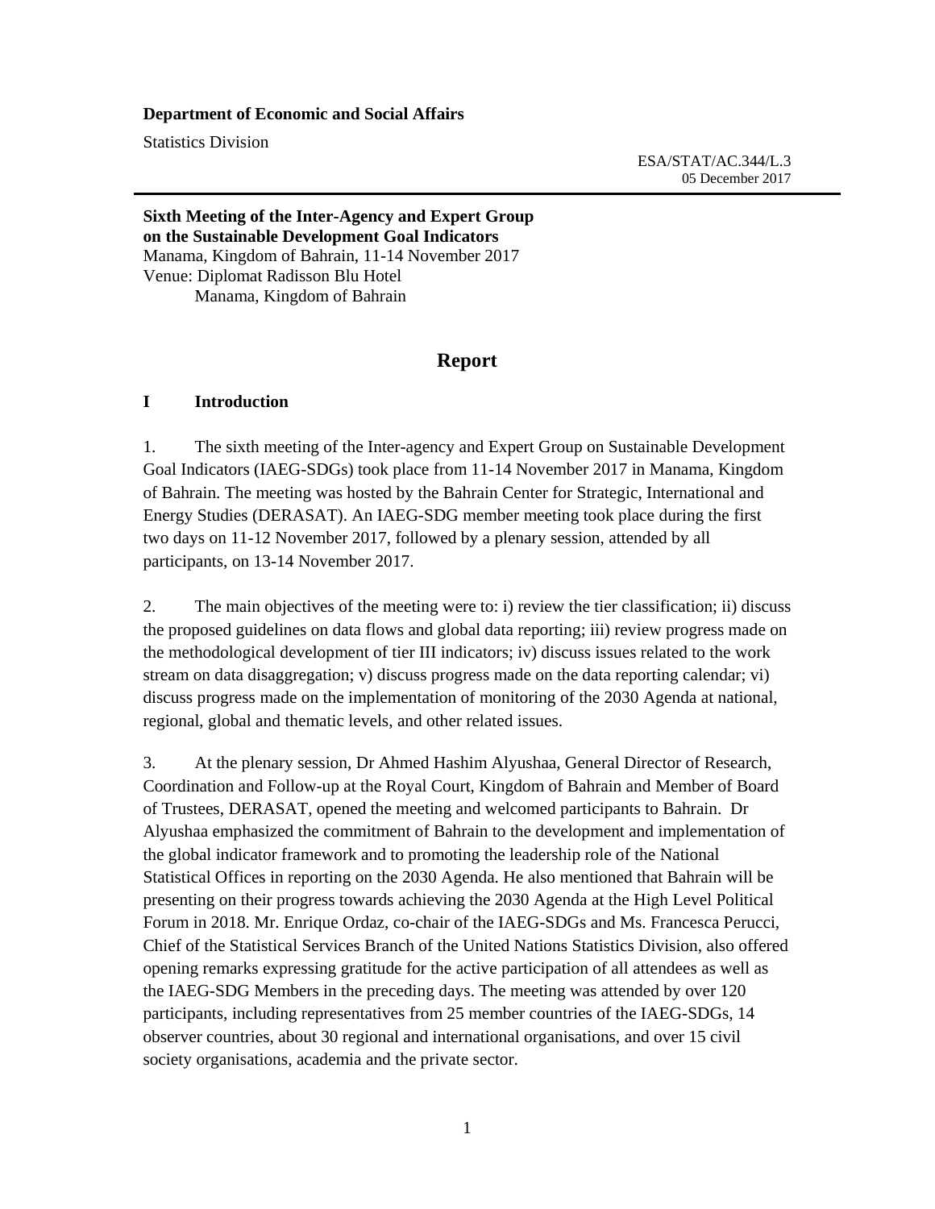**Department of Economic and Social Affairs**

Statistics Division

ESA/STAT/AC.344/L.3
05 December 2017

**Sixth Meeting of the Inter-Agency and Expert Group on the Sustainable Development Goal Indicators**
Manama, Kingdom of Bahrain, 11-14 November 2017
Venue: Diplomat Radisson Blu Hotel
Manama, Kingdom of Bahrain

# Report

## I Introduction

1. The sixth meeting of the Inter-agency and Expert Group on Sustainable Development Goal Indicators (IAEG-SDGs) took place from 11-14 November 2017 in Manama, Kingdom of Bahrain. The meeting was hosted by the Bahrain Center for Strategic, International and Energy Studies (DERASAT). An IAEG-SDG member meeting took place during the first two days on 11-12 November 2017, followed by a plenary session, attended by all participants, on 13-14 November 2017.

2. The main objectives of the meeting were to: i) review the tier classification; ii) discuss the proposed guidelines on data flows and global data reporting; iii) review progress made on the methodological development of tier III indicators; iv) discuss issues related to the work stream on data disaggregation; v) discuss progress made on the data reporting calendar; vi) discuss progress made on the implementation of monitoring of the 2030 Agenda at national, regional, global and thematic levels, and other related issues.

3. At the plenary session, Dr Ahmed Hashim Alyushaa, General Director of Research, Coordination and Follow-up at the Royal Court, Kingdom of Bahrain and Member of Board of Trustees, DERASAT, opened the meeting and welcomed participants to Bahrain. Dr Alyushaa emphasized the commitment of Bahrain to the development and implementation of the global indicator framework and to promoting the leadership role of the National Statistical Offices in reporting on the 2030 Agenda. He also mentioned that Bahrain will be presenting on their progress towards achieving the 2030 Agenda at the High Level Political Forum in 2018. Mr. Enrique Ordaz, co-chair of the IAEG-SDGs and Ms. Francesca Perucci, Chief of the Statistical Services Branch of the United Nations Statistics Division, also offered opening remarks expressing gratitude for the active participation of all attendees as well as the IAEG-SDG Members in the preceding days. The meeting was attended by over 120 participants, including representatives from 25 member countries of the IAEG-SDGs, 14 observer countries, about 30 regional and international organisations, and over 15 civil society organisations, academia and the private sector.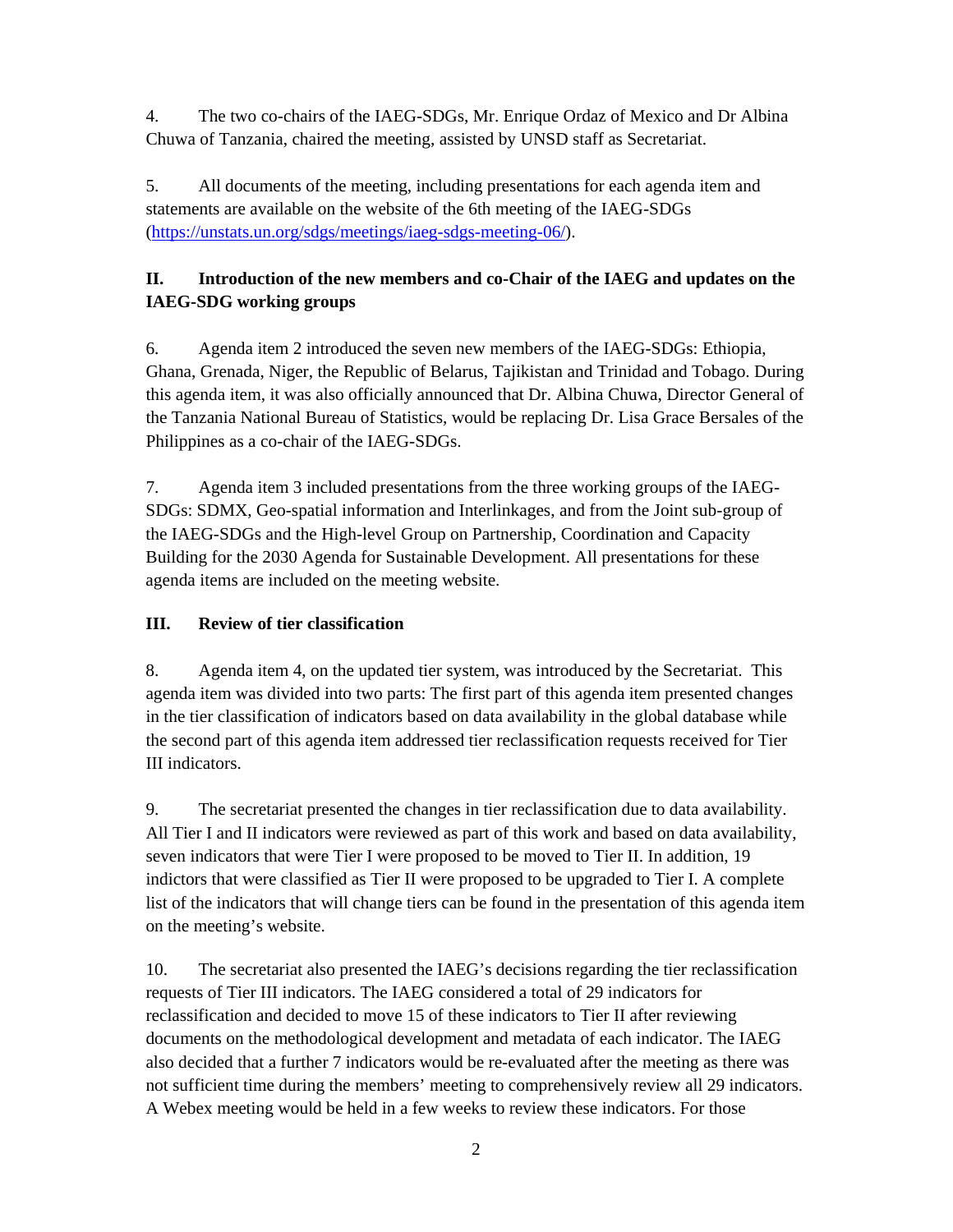4. The two co-chairs of the IAEG-SDGs, Mr. Enrique Ordaz of Mexico and Dr Albina Chuwa of Tanzania, chaired the meeting, assisted by UNSD staff as Secretariat.

5. All documents of the meeting, including presentations for each agenda item and statements are available on the website of the 6th meeting of the IAEG-SDGs (https://unstats.un.org/sdgs/meetings/iaeg-sdgs-meeting-06/).

## II. Introduction of the new members and co-Chair of the IAEG and updates on the IAEG-SDG working groups

6. Agenda item 2 introduced the seven new members of the IAEG-SDGs: Ethiopia, Ghana, Grenada, Niger, the Republic of Belarus, Tajikistan and Trinidad and Tobago. During this agenda item, it was also officially announced that Dr. Albina Chuwa, Director General of the Tanzania National Bureau of Statistics, would be replacing Dr. Lisa Grace Bersales of the Philippines as a co-chair of the IAEG-SDGs.

7. Agenda item 3 included presentations from the three working groups of the IAEG-SDGs: SDMX, Geo-spatial information and Interlinkages, and from the Joint sub-group of the IAEG-SDGs and the High-level Group on Partnership, Coordination and Capacity Building for the 2030 Agenda for Sustainable Development. All presentations for these agenda items are included on the meeting website.

## III. Review of tier classification

8. Agenda item 4, on the updated tier system, was introduced by the Secretariat. This agenda was divided into two parts: The first part of this agenda item presented changes in the tier classification of indicators based on data availability in the global database while the second part of this agenda item addressed tier reclassification requests received for Tier III indicators.

9. The secretariat presented the changes in tier reclassification due to data availability. All Tier I and II indicators were reviewed as part of this work and based on data availability, seven indicators that were Tier I were proposed to be moved to Tier II. In addition, 19 indictors that were classified as Tier II were proposed to be upgraded to Tier I. A complete list of the indicators that will change tiers can be found in the presentation of this agenda item on the meeting's website.

10. The secretariat also presented the IAEG's decisions regarding the tier reclassification requests of Tier III indicators. The IAEG considered a total of 29 indicators for reclassification and decided to move 15 of these indicators to Tier II after reviewing documents on the methodological development and metadata of each indicator. The IAEG also decided that a further 7 indicators would be re-evaluated after the meeting as there was not sufficient time during the members' meeting to comprehensively review all 29 indicators. A Webex meeting would be held in a few weeks to review these indicators. For those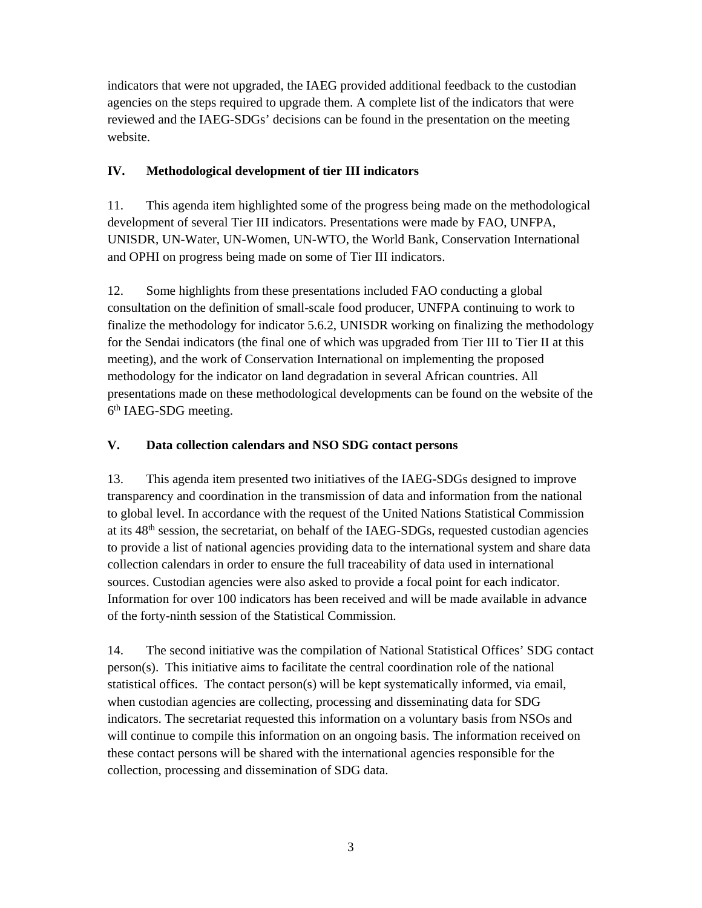indicators that were not upgraded, the IAEG provided additional feedback to the custodian agencies on the steps required to upgrade them. A complete list of the indicators that were reviewed and the IAEG-SDGs' decisions can be found in the presentation on the meeting website.

## IV. Methodological development of tier III indicators

11. This agenda item highlighted some of the progress being made on the methodological development of several Tier III indicators. Presentations were made by FAO, UNFPA, UNISDR, UN-Water, UN-Women, UN-WTO, the World Bank, Conservation International and OPHI on progress being made on some of Tier III indicators.

12. Some highlights from these presentations included FAO conducting a global consultation on the definition of small-scale food producer, UNFPA continuing to work to finalize the methodology for indicator 5.6.2, UNISDR working on finalizing the methodology for the Sendai indicators (the final one of which was upgraded from Tier III to Tier II at this meeting), and the work of Conservation International on implementing the proposed methodology for the indicator on land degradation in several African countries. All presentations made on these methodological developments can be found on the website of the 6th IAEG-SDG meeting.

## V. Data collection calendars and NSO SDG contact persons

13. This agenda item presented two initiatives of the IAEG-SDGs designed to improve transparency and coordination in the transmission of data and information from the national to global level. In accordance with the request of the United Nations Statistical Commission at its 48th session, the secretariat, on behalf of the IAEG-SDGs, requested custodian agencies to provide a list of national agencies providing data to the international system and share data collection calendars in order to ensure the full traceability of data used in international sources. Custodian agencies were also asked to provide a focal point for each indicator. Information for over 100 indicators has been received and will be made available in advance of the forty-ninth session of the Statistical Commission.

14. The second initiative was the compilation of National Statistical Offices' SDG contact person(s). This initiative aims to facilitate the central coordination role of the national statistical offices. The contact person(s) will be kept systematically informed, via email, when custodian agencies are collecting, processing and disseminating data for SDG indicators. The secretariat requested this information on a voluntary basis from NSOs and will continue to compile this information on an ongoing basis. The information received on these contact persons will be shared with the international agencies responsible for the collection, processing and dissemination of SDG data.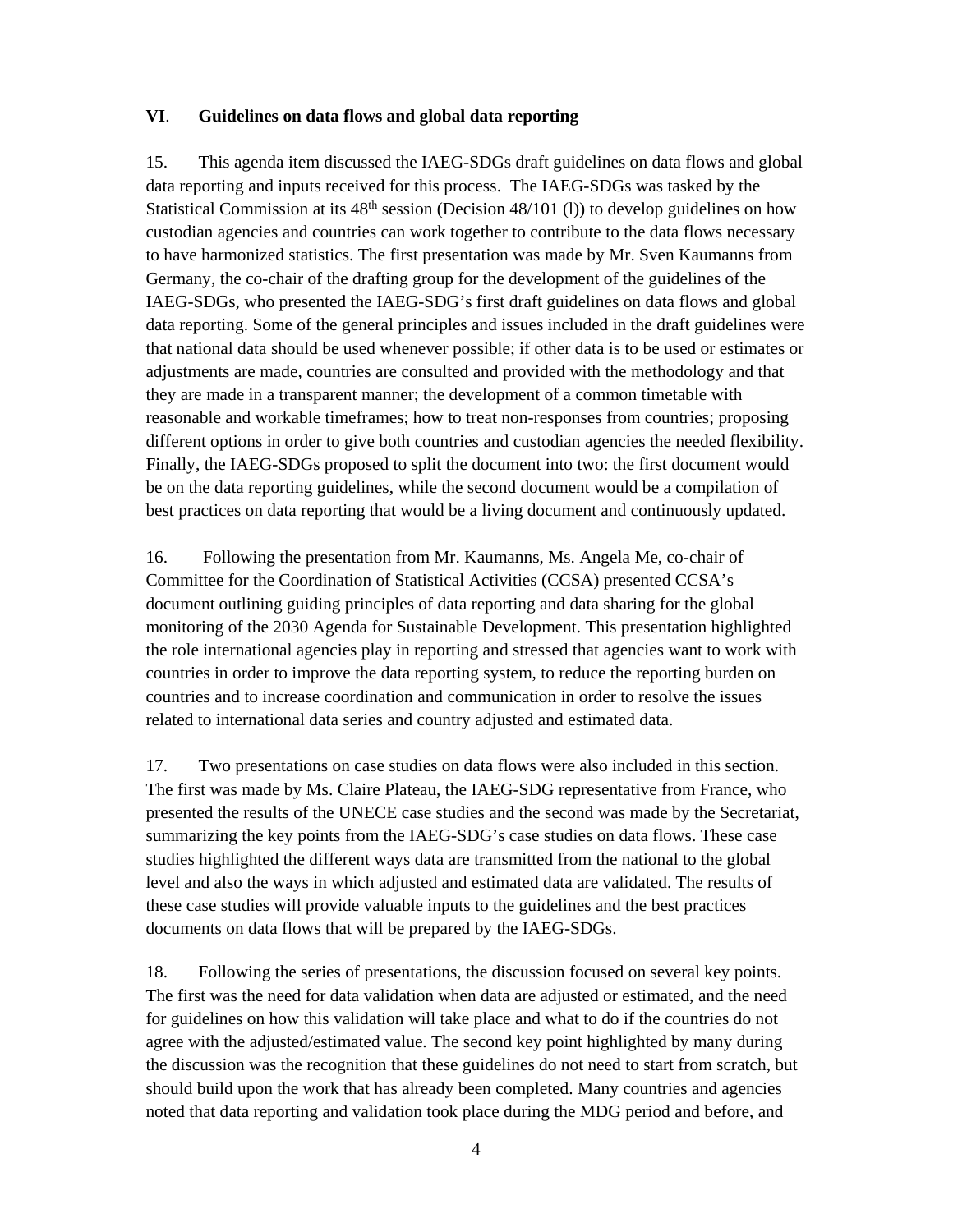## VI. Guidelines on data flows and global data reporting

15. This agenda item discussed the IAEG-SDGs draft guidelines on data flows and global data reporting and inputs received for this process. The IAEG-SDGs was tasked by the Statistical Commission at its 48th session (Decision 48/101 (l)) to develop guidelines on how custodian agencies and countries can work together to contribute to the data flows necessary to have harmonized statistics. The first presentation was made by Mr. Sven Kaumanns from Germany, the co-chair of the drafting group for the development of the guidelines of the IAEG-SDGs, who presented the IAEG-SDG's first draft guidelines on data flows and global data reporting. Some of the general principles and issues included in the draft guidelines were that national data should be used whenever possible; if other data is to be used or estimates or adjustments are made, countries are consulted and provided with the methodology and that they are made in a transparent manner; the development of a common timetable with reasonable and workable timeframes; how to treat non-responses from countries; proposing different options in order to give both countries and custodian agencies the needed flexibility. Finally, the IAEG-SDGs proposed to split the document into two: the first document would be on the data reporting guidelines, while the second document would be a compilation of best practices on data reporting that would be a living document and continuously updated.

16. Following the presentation from Mr. Kaumanns, Ms. Angela Me, co-chair of Committee for the Coordination of Statistical Activities (CCSA) presented CCSA's document outlining guiding principles of data reporting and data sharing for the global monitoring of the 2030 Agenda for Sustainable Development. This presentation highlighted the role international agencies play in reporting and stressed that agencies want to work with countries in order to improve the data reporting system, to reduce the reporting burden on countries and to increase coordination and communication in order to resolve the issues related to international data series and country adjusted and estimated data.

17. Two presentations on case studies on data flows were also included in this section. The first was made by Ms. Claire Plateau, the IAEG-SDG representative from France, who presented the results of the UNECE case studies and the second was made by the Secretariat, summarizing the key points from the IAEG-SDG's case studies on data flows. These case studies highlighted the different ways data are transmitted from the national to the global level and also the ways in which adjusted and estimated data are validated. The results of these case studies will provide valuable inputs to the guidelines and the best practices documents on data flows that will be prepared by the IAEG-SDGs.

18. Following the series of presentations, the discussion focused on several key points. The first was the need for data validation when data are adjusted or estimated, and the need for guidelines on how this validation will take place and what to do if the countries do not agree with the adjusted/estimated value. The second key point highlighted by many during the discussion was the recognition that these guidelines do not need to start from scratch, but should build upon the work that has already been completed. Many countries and agencies noted that data reporting and validation took place during the MDG period and before, and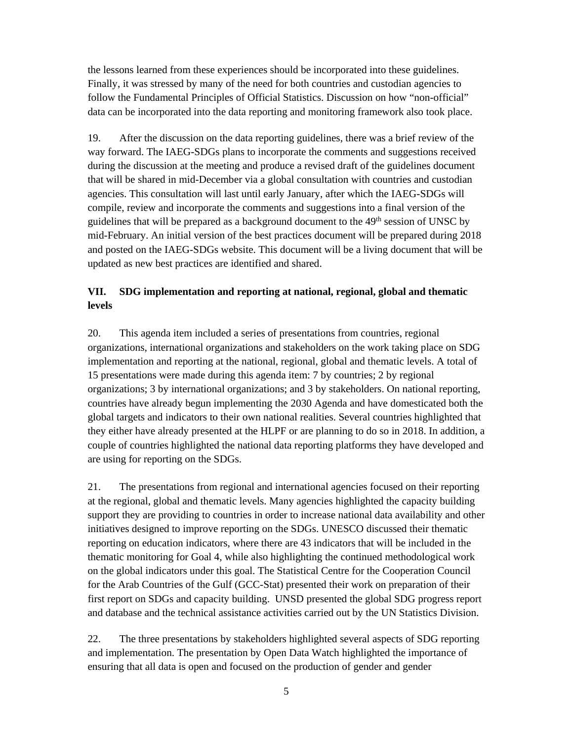the lessons learned from these experiences should be incorporated into these guidelines. Finally, it was stressed by many of the need for both countries and custodian agencies to follow the Fundamental Principles of Official Statistics. Discussion on how "non-official" data can be incorporated into the data reporting and monitoring framework also took place.

19. After the discussion on the data reporting guidelines, there was a brief review of the way forward. The IAEG-SDGs plans to incorporate the comments and suggestions received during the discussion at the meeting and produce a revised draft of the guidelines document that will be shared in mid-December via a global consultation with countries and custodian agencies. This consultation will last until early January, after which the IAEG-SDGs will compile, review and incorporate the comments and suggestions into a final version of the guidelines that will be prepared as a background document to the 49th session of UNSC by mid-February. An initial version of the best practices document will be prepared during 2018 and posted on the IAEG-SDGs website. This document will be a living document that will be updated as new best practices are identified and shared.

## VII. SDG implementation and reporting at national, regional, global and thematic levels

20. This agenda item included a series of presentations from countries, regional organizations, international organizations and stakeholders on the work taking place on SDG implementation and reporting at the national, regional, global and thematic levels. A total of 15 presentations were made during this agenda item: 7 by countries; 2 by regional organizations; 3 by international organizations; and 3 by stakeholders. On national reporting, countries have already begun implementing the 2030 Agenda and have domesticated both the global targets and indicators to their own national realities. Several countries highlighted that they either have already presented at the HLPF or are planning to do so in 2018. In addition, a couple of countries highlighted the national data reporting platforms they have developed and are using for reporting on the SDGs.

21. The presentations from regional and international agencies focused on their reporting at the regional, global and thematic levels. Many agencies highlighted the capacity building support they are providing to countries in order to increase national data availability and other initiatives designed to improve reporting on the SDGs. UNESCO discussed their thematic reporting on education indicators, where there are 43 indicators that will be included in the thematic monitoring for Goal 4, while also highlighting the continued methodological work on the global indicators under this goal. The Statistical Centre for the Cooperation Council for the Arab Countries of the Gulf (GCC-Stat) presented their work on preparation of their first report on SDGs and capacity building. UNSD presented the global SDG progress report and database and the technical assistance activities carried out by the UN Statistics Division.

22. The three presentations by stakeholders highlighted several aspects of SDG reporting and implementation. The presentation by Open Data Watch highlighted the importance of ensuring that all data is open and focused on the production of gender and gender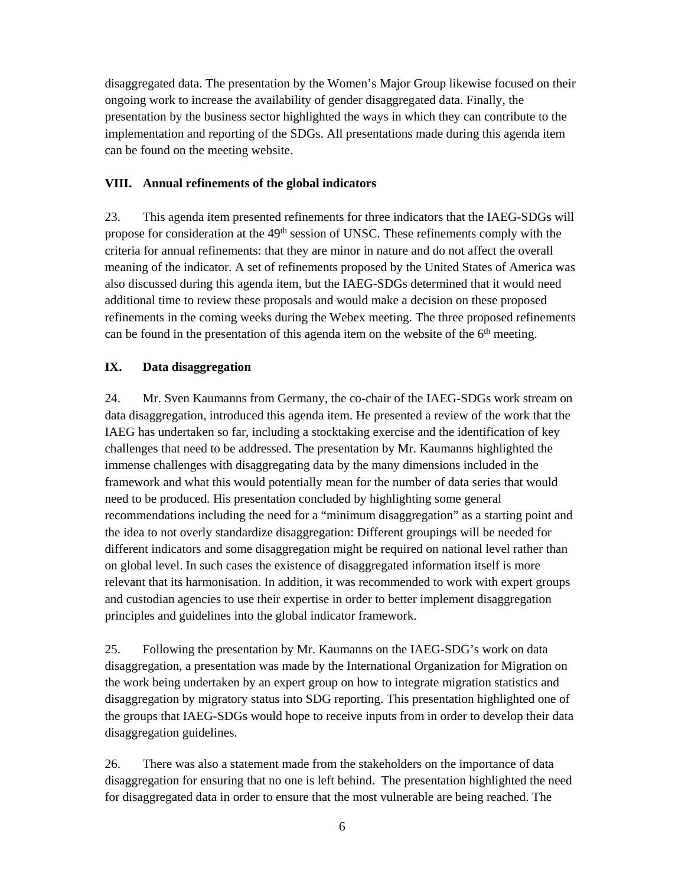disaggregated data. The presentation by the Women's Major Group likewise focused on their ongoing work to increase the availability of gender disaggregated data. Finally, the presentation by the business sector highlighted the ways in which they can contribute to the implementation and reporting of the SDGs. All presentations made during this agenda item can be found on the meeting website.

## VIII. Annual refinements of the global indicators

23. This agenda item presented refinements for three indicators that the IAEG-SDGs will propose for consideration at the 49th session of UNSC. These refinements comply with the criteria for annual refinements: that they are minor in nature and do not affect the overall meaning of the indicator. A set of refinements proposed by the United States of America was also discussed during this agenda item, but the IAEG-SDGs determined that it would need additional time to review these proposals and would make a decision on these proposed refinements in the coming weeks during the Webex meeting. The three proposed refinements can be found in the presentation of this agenda item on the website of the 6th meeting.

## IX. Data disaggregation

24. Mr. Sven Kaumanns from Germany, the co-chair of the IAEG-SDGs work stream on data disaggregation, introduced this agenda item. He presented a review of the work that the IAEG has undertaken so far, including a stocktaking exercise and the identification of key challenges that need to be addressed. The presentation by Mr. Kaumanns highlighted the immense challenges with disaggregating data by the many dimensions included in the framework and what this would potentially mean for the number of data series that would need to be produced. His presentation concluded by highlighting some general recommendations including the need for a "minimum disaggregation" as a starting point and the idea to not overly standardize disaggregation: Different groupings will be needed for different indicators and some disaggregation might be required on national level rather than on global level. In such cases the existence of disaggregated information itself is more relevant that its harmonisation. In addition, it was recommended to work with expert groups and custodian agencies to use their expertise in order to better implement disaggregation principles and guidelines into the global indicator framework.

25. Following the presentation by Mr. Kaumanns on the IAEG-SDG's work on data disaggregation, a presentation was made by the International Organization for Migration on the work being undertaken by an expert group on how to integrate migration statistics and disaggregation by migratory status into SDG reporting. This presentation highlighted one of the groups that IAEG-SDGs would hope to receive inputs from in order to develop their data disaggregation guidelines.

26. There was also a statement made from the stakeholders on the importance of data disaggregation for ensuring that no one is left behind. The presentation highlighted the need for disaggregated data in order to ensure that the most vulnerable are being reached. The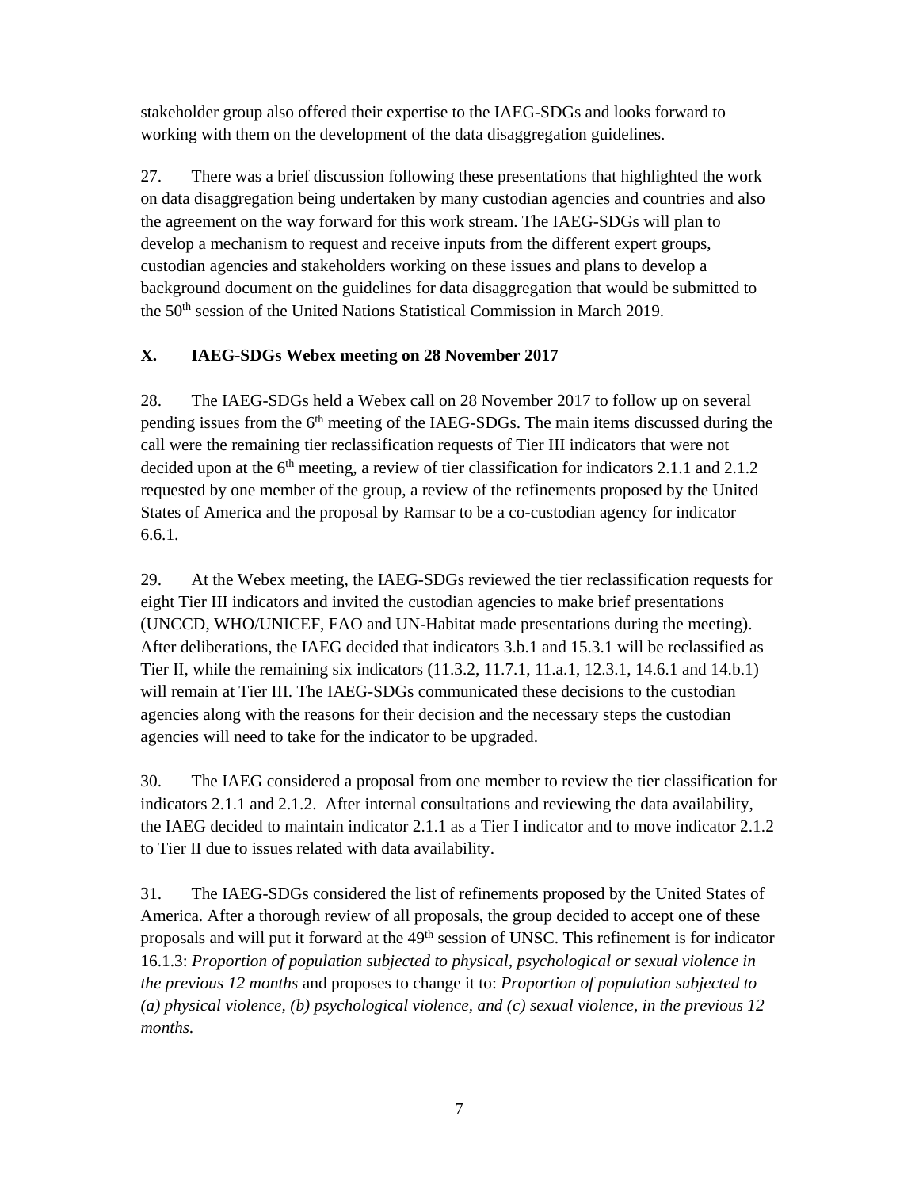stakeholder group also offered their expertise to the IAEG-SDGs and looks forward to working with them on the development of the data disaggregation guidelines.

27. There was a brief discussion following these presentations that highlighted the work on data disaggregation being undertaken by many custodian agencies and countries and also the agreement on the way forward for this work stream. The IAEG-SDGs will plan to develop a mechanism to request and receive inputs from the different expert groups, custodian agencies and stakeholders working on these issues and plans to develop a background document on the guidelines for data disaggregation that would be submitted to the 50th session of the United Nations Statistical Commission in March 2019.

### X. IAEG-SDGs Webex meeting on 28 November 2017

28. The IAEG-SDGs held a Webex call on 28 November 2017 to follow up on several pending issues from the 6th meeting of the IAEG-SDGs. The main items discussed during the call were the remaining tier reclassification requests of Tier III indicators that were not decided upon at the 6th meeting, a review of tier classification for indicators 2.1.1 and 2.1.2 requested by one member of the group, a review of the refinements proposed by the United States of America and the proposal by Ramsar to be a co-custodian agency for indicator 6.6.1.

29. At the Webex meeting, the IAEG-SDGs reviewed the tier reclassification requests for eight Tier III indicators and invited the custodian agencies to make brief presentations (UNCCD, WHO/UNICEF, FAO and UN-Habitat made presentations during the meeting). After deliberations, the IAEG decided that indicators 3.b.1 and 15.3.1 will be reclassified as Tier II, while the remaining six indicators (11.3.2, 11.7.1, 11.a.1, 12.3.1, 14.6.1 and 14.b.1) will remain at Tier III. The IAEG-SDGs communicated these decisions to the custodian agencies along with the reasons for their decision and the necessary steps the custodian agencies will need to take for the indicator to be upgraded.

30. The IAEG considered a proposal from one member to review the tier classification for indicators 2.1.1 and 2.1.2. After internal consultations and reviewing the data availability, the IAEG decided to maintain indicator 2.1.1 as a Tier I indicator and to move indicator 2.1.2 to Tier II due to issues related with data availability.

31. The IAEG-SDGs considered the list of refinements proposed by the United States of America. After a thorough review of all proposals, the group decided to accept one of these proposals and will put it forward at the 49th session of UNSC. This refinement is for indicator 16.1.3: *Proportion of population subjected to physical, psychological or sexual violence in the previous 12 months* and proposes to change it to: *Proportion of population subjected to (a) physical violence, (b) psychological violence, and (c) sexual violence, in the previous 12 months.*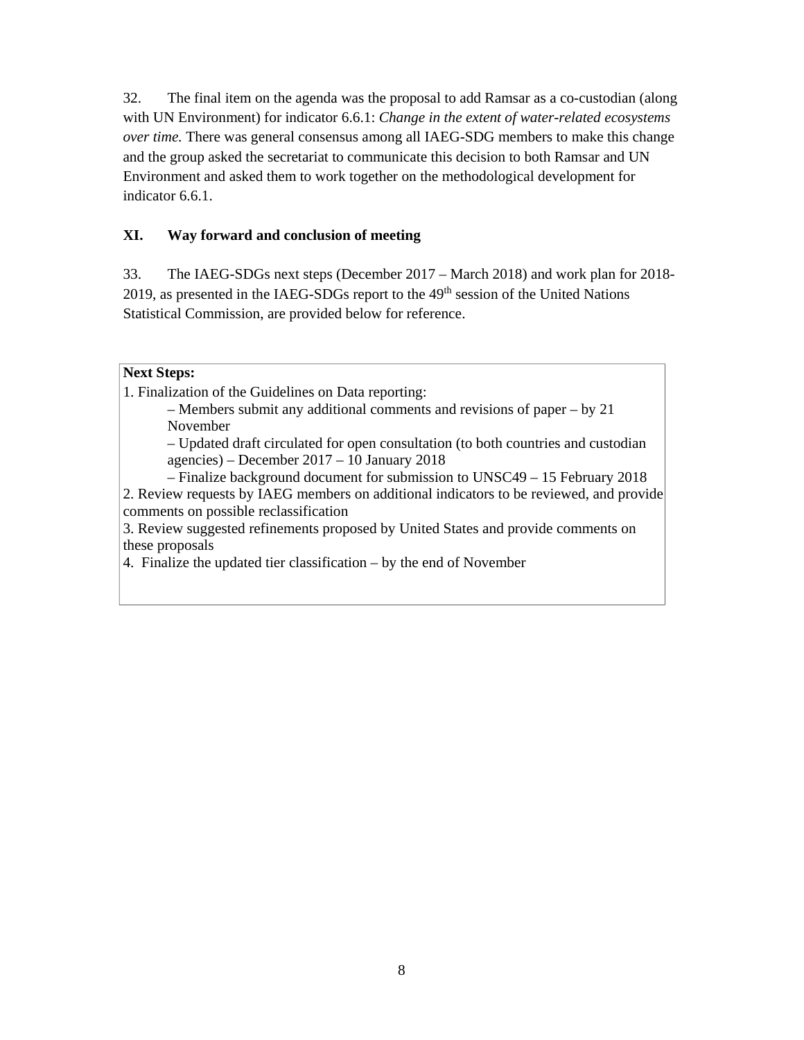32. The final item on the agenda was the proposal to add Ramsar as a co-custodian (along with UN Environment) for indicator 6.6.1: *Change in the extent of water-related ecosystems over time.* There was general consensus among all IAEG-SDG members to make this change and the group asked the secretariat to communicate this decision to both Ramsar and UN Environment and asked them to work together on the methodological development for indicator 6.6.1.

## XI. Way forward and conclusion of meeting

33. The IAEG-SDGs next steps (December 2017 – March 2018) and work plan for 2018-2019, as presented in the IAEG-SDGs report to the 49th session of the United Nations Statistical Commission, are provided below for reference.

**Next Steps:**

1. Finalization of the Guidelines on Data reporting:
   - Members submit any additional comments and revisions of paper – by 21 November
   - Updated draft circulated for open consultation (to both countries and custodian agencies) – December 2017 – 10 January 2018
   - Finalize background document for submission to UNSC49 – 15 February 2018
2. Review requests by IAEG members on additional indicators to be reviewed, and provide comments on possible reclassification
3. Review suggested refinements proposed by United States and provide comments on these proposals
4. Finalize the updated tier classification – by the end of November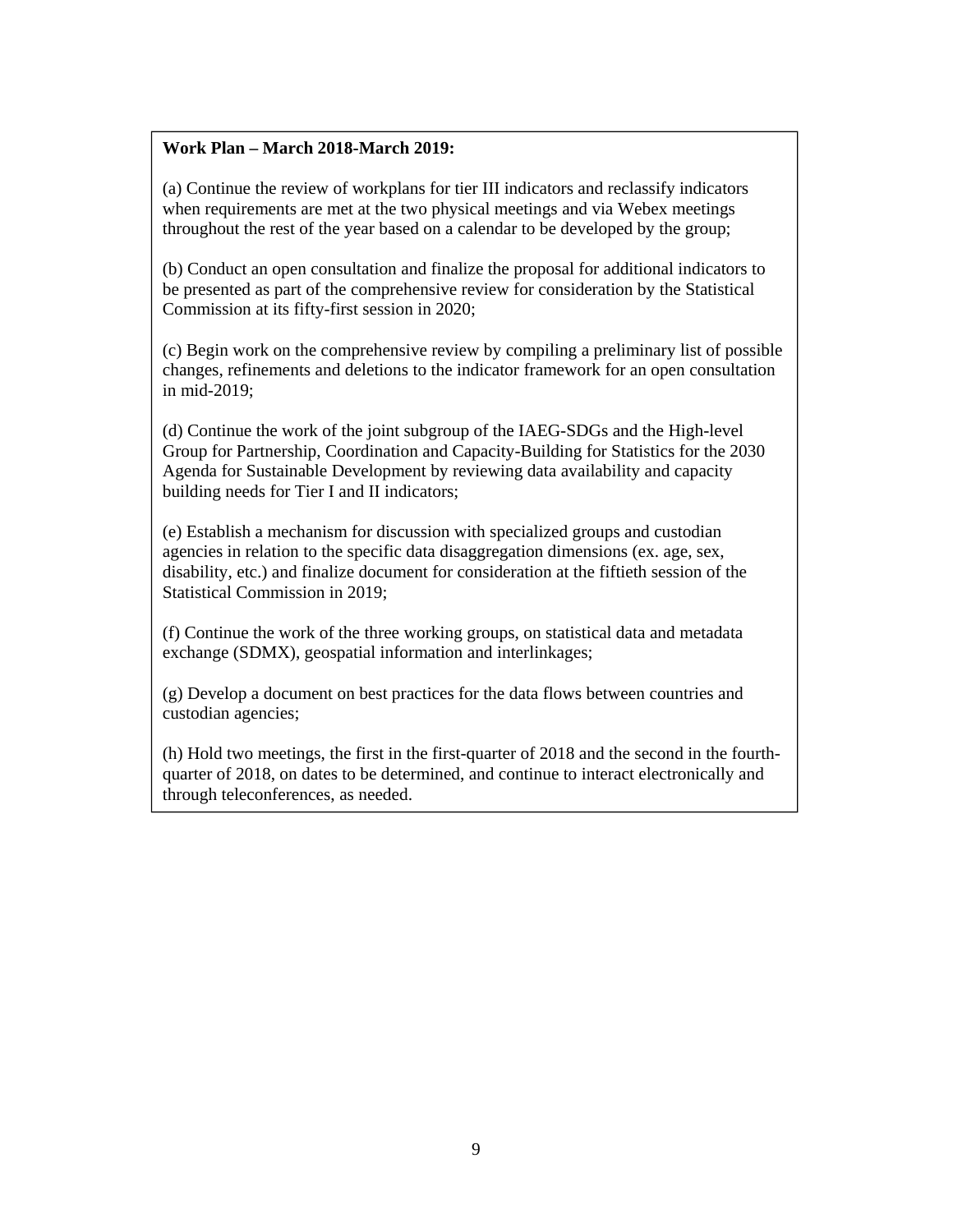**Work Plan – March 2018-March 2019:**

(a) Continue the review of workplans for tier III indicators and reclassify indicators when requirements are met at the two physical meetings and via Webex meetings throughout the rest of the year based on a calendar to be developed by the group;

(b) Conduct an open consultation and finalize the proposal for additional indicators to be presented as part of the comprehensive review for consideration by the Statistical Commission at its fifty-first session in 2020;

(c) Begin work on the comprehensive review by compiling a preliminary list of possible changes, refinements and deletions to the indicator framework for an open consultation in mid-2019;

(d) Continue the work of the joint subgroup of the IAEG-SDGs and the High-level Group for Partnership, Coordination and Capacity-Building for Statistics for the 2030 Agenda for Sustainable Development by reviewing data availability and capacity building needs for Tier I and II indicators;

(e) Establish a mechanism for discussion with specialized groups and custodian agencies in relation to the specific data disaggregation dimensions (ex. age, sex, disability, etc.) and finalize document for consideration at the fiftieth session of the Statistical Commission in 2019;

(f) Continue the work of the three working groups, on statistical data and metadata exchange (SDMX), geospatial information and interlinkages;

(g) Develop a document on best practices for the data flows between countries and custodian agencies;

(h) Hold two meetings, the first in the first-quarter of 2018 and the second in the fourth-quarter of 2018, on dates to be determined, and continue to interact electronically and through teleconferences, as needed.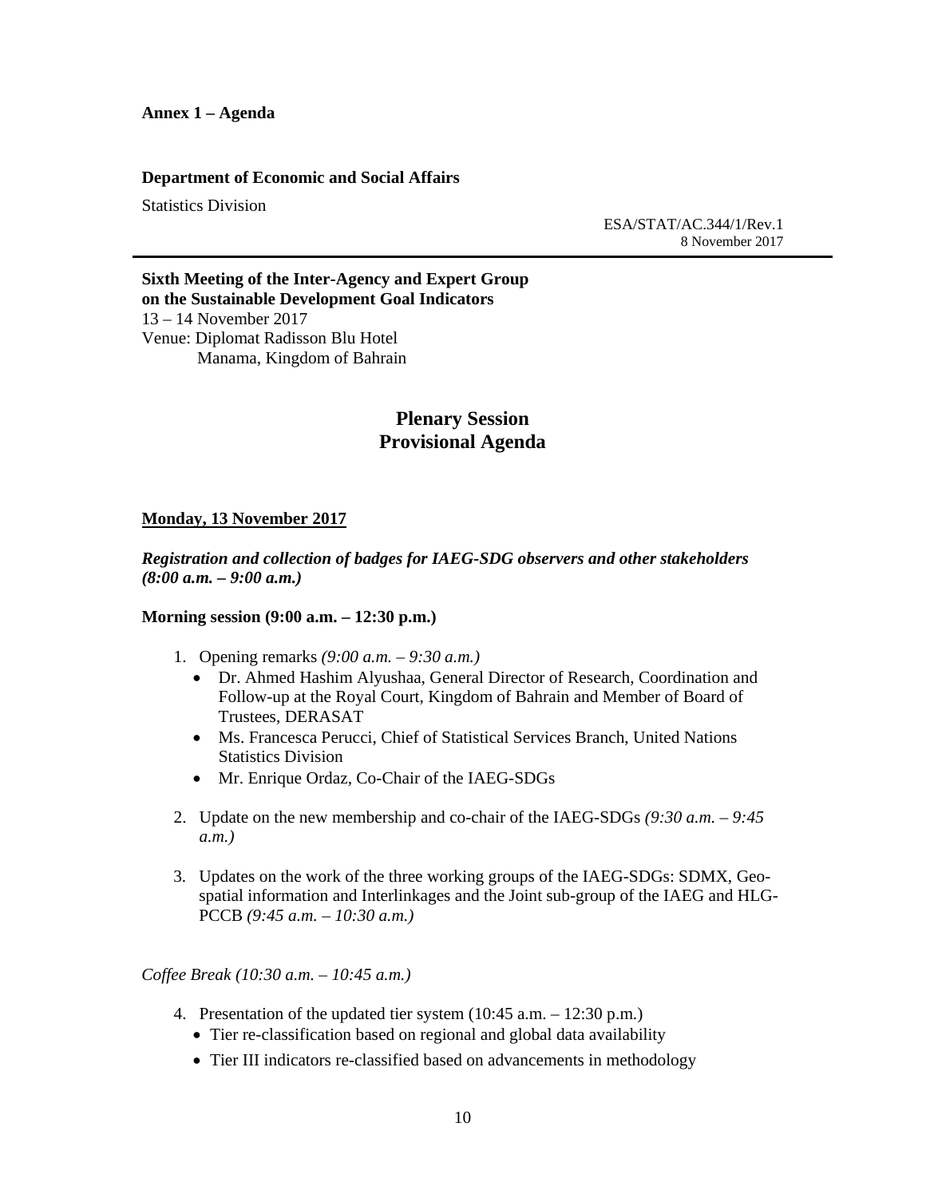**Annex 1 – Agenda**

**Department of Economic and Social Affairs**

Statistics Division

ESA/STAT/AC.344/1/Rev.1
8 November 2017

**Sixth Meeting of the Inter-Agency and Expert Group on the Sustainable Development Goal Indicators**
13 – 14 November 2017
Venue: Diplomat Radisson Blu Hotel
Manama, Kingdom of Bahrain

## Plenary Session
## Provisional Agenda

**Monday, 13 November 2017**

***Registration and collection of badges for IAEG-SDG observers and other stakeholders (8:00 a.m. – 9:00 a.m.)***

**Morning session (9:00 a.m. – 12:30 p.m.)**

1. Opening remarks *(9:00 a.m. – 9:30 a.m.)*
   - Dr. Ahmed Hashim Alyushaa, General Director of Research, Coordination and Follow-up at the Royal Court, Kingdom of Bahrain and Member of Board of Trustees, DERASAT
   - Ms. Francesca Perucci, Chief of Statistical Services Branch, United Nations Statistics Division
   - Mr. Enrique Ordaz, Co-Chair of the IAEG-SDGs

2. Update on the new membership and co-chair of the IAEG-SDGs *(9:30 a.m. – 9:45 a.m.)*

3. Updates on the work of the three working groups of the IAEG-SDGs: SDMX, Geo-spatial information and Interlinkages and the Joint sub-group of the IAEG and HLG-PCCB *(9:45 a.m. – 10:30 a.m.)*

*Coffee Break (10:30 a.m. – 10:45 a.m.)*

4. Presentation of the updated tier system (10:45 a.m. – 12:30 p.m.)
   - Tier re-classification based on regional and global data availability
   - Tier III indicators re-classified based on advancements in methodology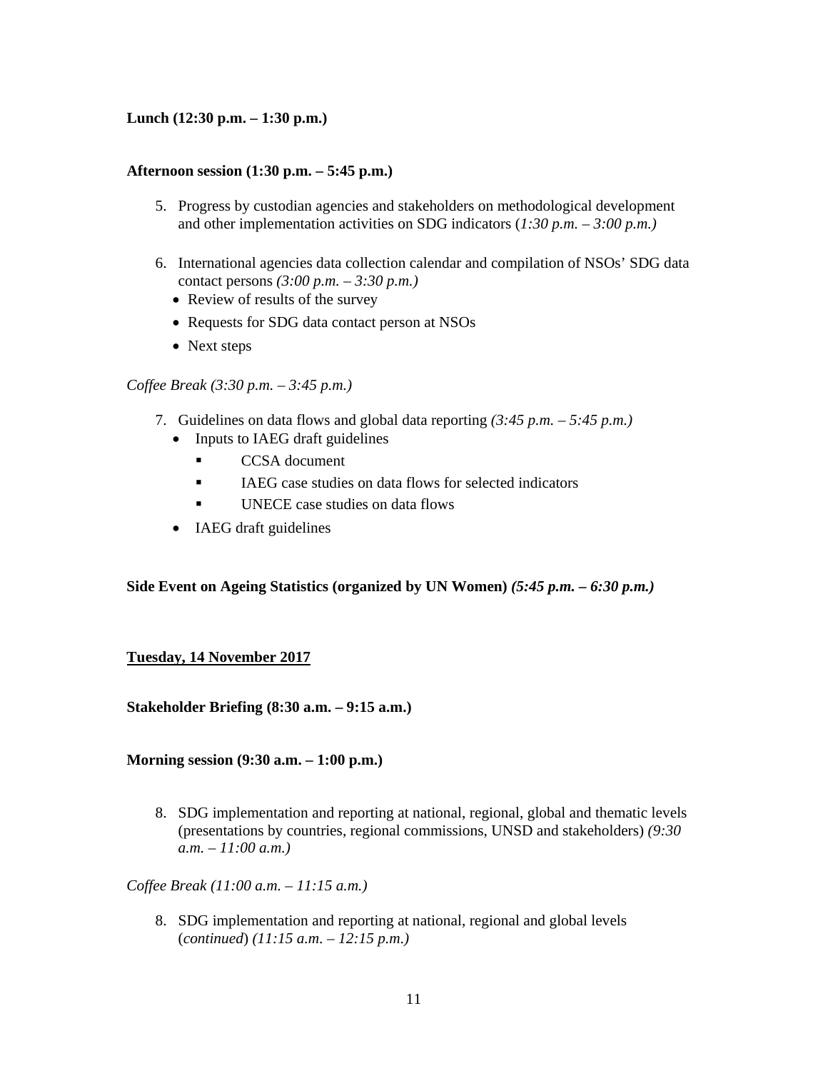**Lunch (12:30 p.m. – 1:30 p.m.)**

**Afternoon session (1:30 p.m. – 5:45 p.m.)**

5. Progress by custodian agencies and stakeholders on methodological development and other implementation activities on SDG indicators (*1:30 p.m. – 3:00 p.m.)*

6. International agencies data collection calendar and compilation of NSOs' SDG data contact persons *(3:00 p.m. – 3:30 p.m.)*
   - Review of results of the survey
   - Requests for SDG data contact person at NSOs
   - Next steps

*Coffee Break (3:30 p.m. – 3:45 p.m.)*

7. Guidelines on data flows and global data reporting *(3:45 p.m. – 5:45 p.m.)*
   - Inputs to IAEG draft guidelines
     - CCSA document
     - IAEG case studies on data flows for selected indicators
     - UNECE case studies on data flows
   - IAEG draft guidelines

**Side Event on Ageing Statistics (organized by UN Women)** ***(5:45 p.m. – 6:30 p.m.)***

**<u>Tuesday, 14 November 2017</u>**

**Stakeholder Briefing (8:30 a.m. – 9:15 a.m.)**

**Morning session (9:30 a.m. – 1:00 p.m.)**

8. SDG implementation and reporting at national, regional, global and thematic levels (presentations by countries, regional commissions, UNSD and stakeholders) *(9:30 a.m. – 11:00 a.m.)*

*Coffee Break (11:00 a.m. – 11:15 a.m.)*

8. SDG implementation and reporting at national, regional and global levels (*continued*) *(11:15 a.m. – 12:15 p.m.)*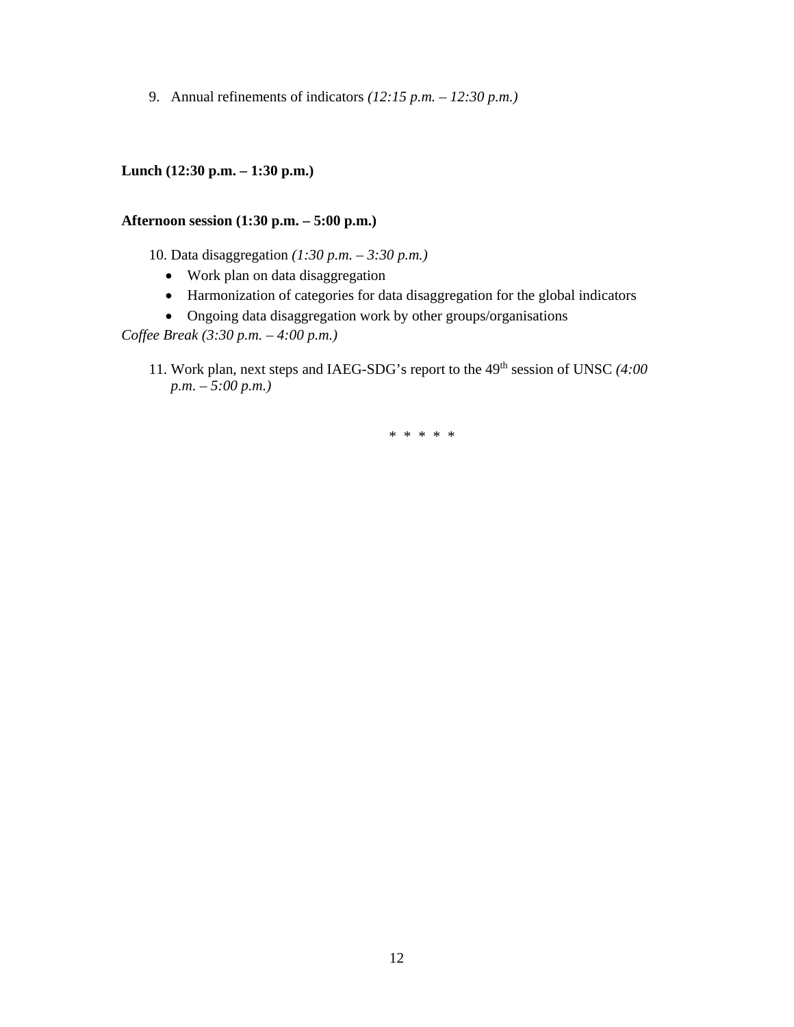9. Annual refinements of indicators *(12:15 p.m. – 12:30 p.m.)*

**Lunch (12:30 p.m. – 1:30 p.m.)**

**Afternoon session (1:30 p.m. – 5:00 p.m.)**

10. Data disaggregation *(1:30 p.m. – 3:30 p.m.)*
    - Work plan on data disaggregation
    - Harmonization of categories for data disaggregation for the global indicators
    - Ongoing data disaggregation work by other groups/organisations

*Coffee Break (3:30 p.m. – 4:00 p.m.)*

11. Work plan, next steps and IAEG-SDG's report to the 49th session of UNSC *(4:00 p.m. – 5:00 p.m.)*

\* \* \* \* \*